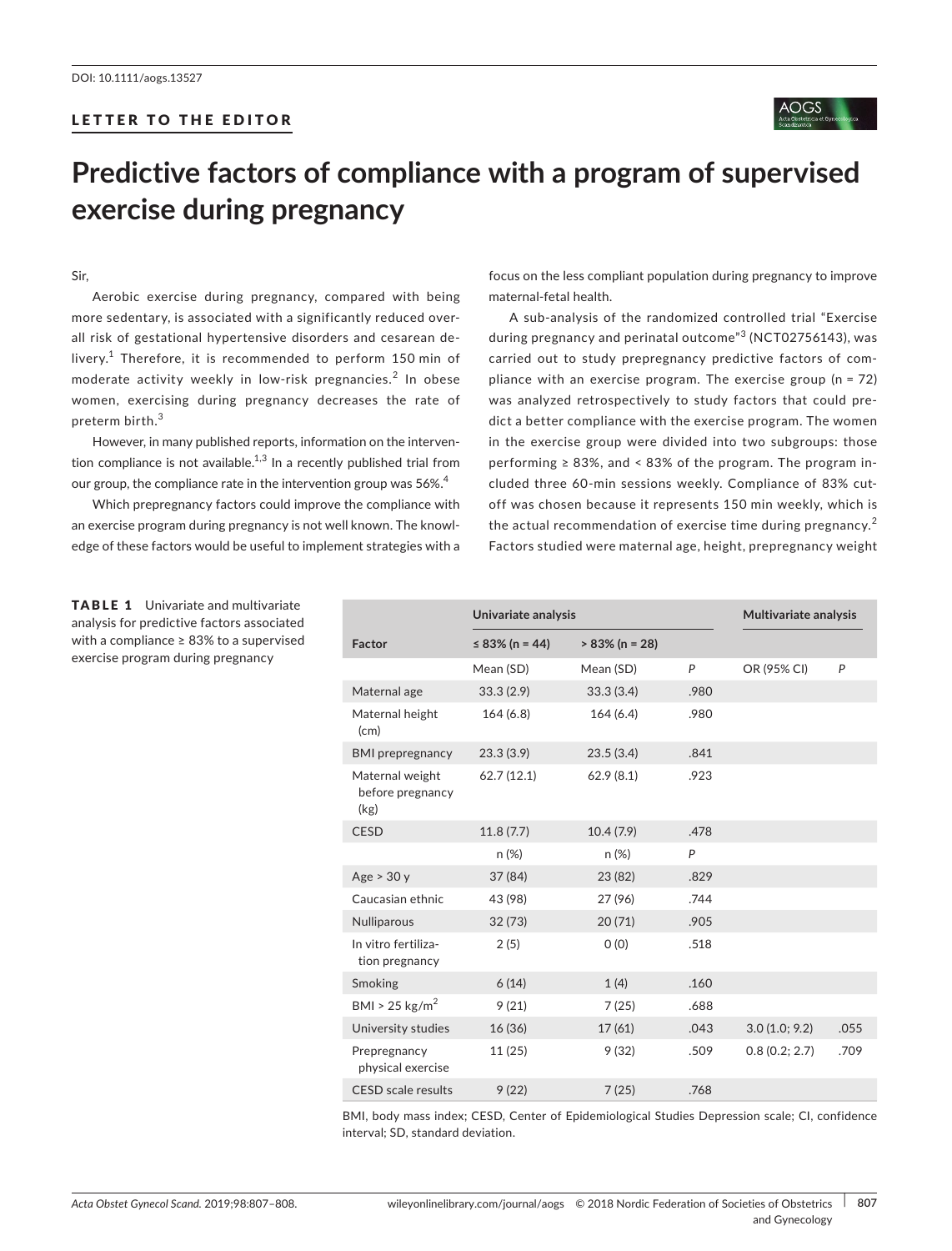DOI: 10.1111/aogs.13527

LETTER TO THE EDITOR

# Predictive factors of compliance with a program of supervised exercise during pregnancy

Sir,

Aerobic exercise during pregnancy, compared with being more sedentary, is associated with a significantly reduced overall risk of gestational hypertensive disorders and cesarean delivery.[1] Therefore, it is recommended to perform 150 min of moderate activity weekly in low-risk pregnancies.[2] In obese women, exercising during pregnancy decreases the rate of preterm birth.[3]

However, in many published reports, information on the intervention compliance is not available.[1,3] In a recently published trial from our group, the compliance rate in the intervention group was 56%.[4]

Which prepregnancy factors could improve the compliance with an exercise program during pregnancy is not well known. The knowledge of these factors would be useful to implement strategies with a focus on the less compliant population during pregnancy to improve maternal-fetal health.

A sub-analysis of the randomized controlled trial "Exercise during pregnancy and perinatal outcome"[3] (NCT02756143), was carried out to study prepregnancy predictive factors of compliance with an exercise program. The exercise group (n = 72) was analyzed retrospectively to study factors that could predict a better compliance with the exercise program. The women in the exercise group were divided into two subgroups: those performing ≥ 83%, and < 83% of the program. The program included three 60-min sessions weekly. Compliance of 83% cutoff was chosen because it represents 150 min weekly, which is the actual recommendation of exercise time during pregnancy.[2] Factors studied were maternal age, height, prepregnancy weight

**TABLE 1** Univariate and multivariate analysis for predictive factors associated with a compliance ≥ 83% to a supervised exercise program during pregnancy

| Factor | Univariate analysis | | | Multivariate analysis | |
|---|---|---|---|---|---|
| | ≤ 83% (n = 44) | > 83% (n = 28) | | | |
| | Mean (SD) | Mean (SD) | *P* | OR (95% CI) | *P* |
| Maternal age | 33.3 (2.9) | 33.3 (3.4) | .980 | | |
| Maternal height (cm) | 164 (6.8) | 164 (6.4) | .980 | | |
| BMI prepregnancy | 23.3 (3.9) | 23.5 (3.4) | .841 | | |
| Maternal weight before pregnancy (kg) | 62.7 (12.1) | 62.9 (8.1) | .923 | | |
| CESD | 11.8 (7.7) | 10.4 (7.9) | .478 | | |
| | n (%) | n (%) | *P* | | |
| Age > 30 y | 37 (84) | 23 (82) | .829 | | |
| Caucasian ethnic | 43 (98) | 27 (96) | .744 | | |
| Nulliparous | 32 (73) | 20 (71) | .905 | | |
| In vitro fertilization pregnancy | 2 (5) | 0 (0) | .518 | | |
| Smoking | 6 (14) | 1 (4) | .160 | | |
| BMI > 25 kg/m$^2$ | 9 (21) | 7 (25) | .688 | | |
| University studies | 16 (36) | 17 (61) | .043 | 3.0 (1.0; 9.2) | .055 |
| Prepregnancy physical exercise | 11 (25) | 9 (32) | .509 | 0.8 (0.2; 2.7) | .709 |
| CESD scale results | 9 (22) | 7 (25) | .768 | | |

BMI, body mass index; CESD, Center of Epidemiological Studies Depression scale; CI, confidence interval; SD, standard deviation.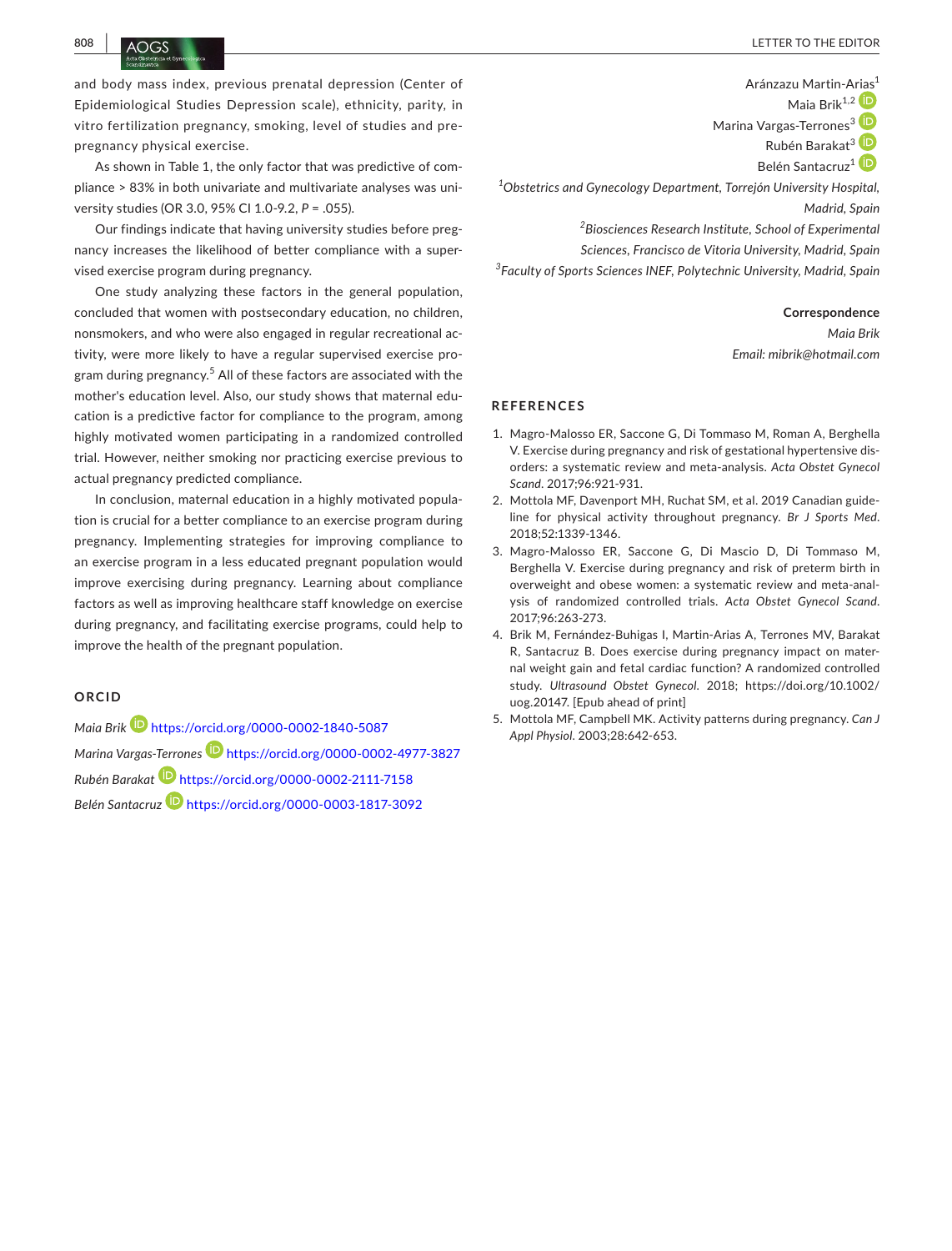and body mass index, previous prenatal depression (Center of Epidemiological Studies Depression scale), ethnicity, parity, in vitro fertilization pregnancy, smoking, level of studies and pre-pregnancy physical exercise.

As shown in Table 1, the only factor that was predictive of compliance > 83% in both univariate and multivariate analyses was university studies (OR 3.0, 95% CI 1.0-9.2, *P* = .055).

Our findings indicate that having university studies before pregnancy increases the likelihood of better compliance with a supervised exercise program during pregnancy.

One study analyzing these factors in the general population, concluded that women with postsecondary education, no children, nonsmokers, and who were also engaged in regular recreational activity, were more likely to have a regular supervised exercise program during pregnancy.[5] All of these factors are associated with the mother's education level. Also, our study shows that maternal education is a predictive factor for compliance to the program, among highly motivated women participating in a randomized controlled trial. However, neither smoking nor practicing exercise previous to actual pregnancy predicted compliance.

In conclusion, maternal education in a highly motivated population is crucial for a better compliance to an exercise program during pregnancy. Implementing strategies for improving compliance to an exercise program in a less educated pregnant population would improve exercising during pregnancy. Learning about compliance factors as well as improving healthcare staff knowledge on exercise during pregnancy, and facilitating exercise programs, could help to improve the health of the pregnant population.

## ORCID

*Maia Brik* https://orcid.org/0000-0002-1840-5087

*Marina Vargas-Terrones* https://orcid.org/0000-0002-4977-3827

*Rubén Barakat* https://orcid.org/0000-0002-2111-7158

*Belén Santacruz* https://orcid.org/0000-0003-1817-3092

Aránzazu Martin-Arias[1]

Maia Brik[1,2]

Marina Vargas-Terrones[3]

Rubén Barakat[3]

Belén Santacruz[1]

[1]*Obstetrics and Gynecology Department, Torrejón University Hospital, Madrid, Spain*

[2]*Biosciences Research Institute, School of Experimental Sciences, Francisco de Vitoria University, Madrid, Spain*

[3]*Faculty of Sports Sciences INEF, Polytechnic University, Madrid, Spain*

**Correspondence**

*Maia Brik*

*Email: mibrik@hotmail.com*

## REFERENCES

1. Magro-Malosso ER, Saccone G, Di Tommaso M, Roman A, Berghella V. Exercise during pregnancy and risk of gestational hypertensive disorders: a systematic review and meta-analysis. *Acta Obstet Gynecol Scand*. 2017;96:921-931.
2. Mottola MF, Davenport MH, Ruchat SM, et al. 2019 Canadian guideline for physical activity throughout pregnancy. *Br J Sports Med*. 2018;52:1339-1346.
3. Magro-Malosso ER, Saccone G, Di Mascio D, Di Tommaso M, Berghella V. Exercise during pregnancy and risk of preterm birth in overweight and obese women: a systematic review and meta-analysis of randomized controlled trials. *Acta Obstet Gynecol Scand*. 2017;96:263-273.
4. Brik M, Fernández-Buhigas I, Martin-Arias A, Terrones MV, Barakat R, Santacruz B. Does exercise during pregnancy impact on maternal weight gain and fetal cardiac function? A randomized controlled study. *Ultrasound Obstet Gynecol*. 2018; https://doi.org/10.1002/uog.20147. [Epub ahead of print]
5. Mottola MF, Campbell MK. Activity patterns during pregnancy. *Can J Appl Physiol*. 2003;28:642-653.